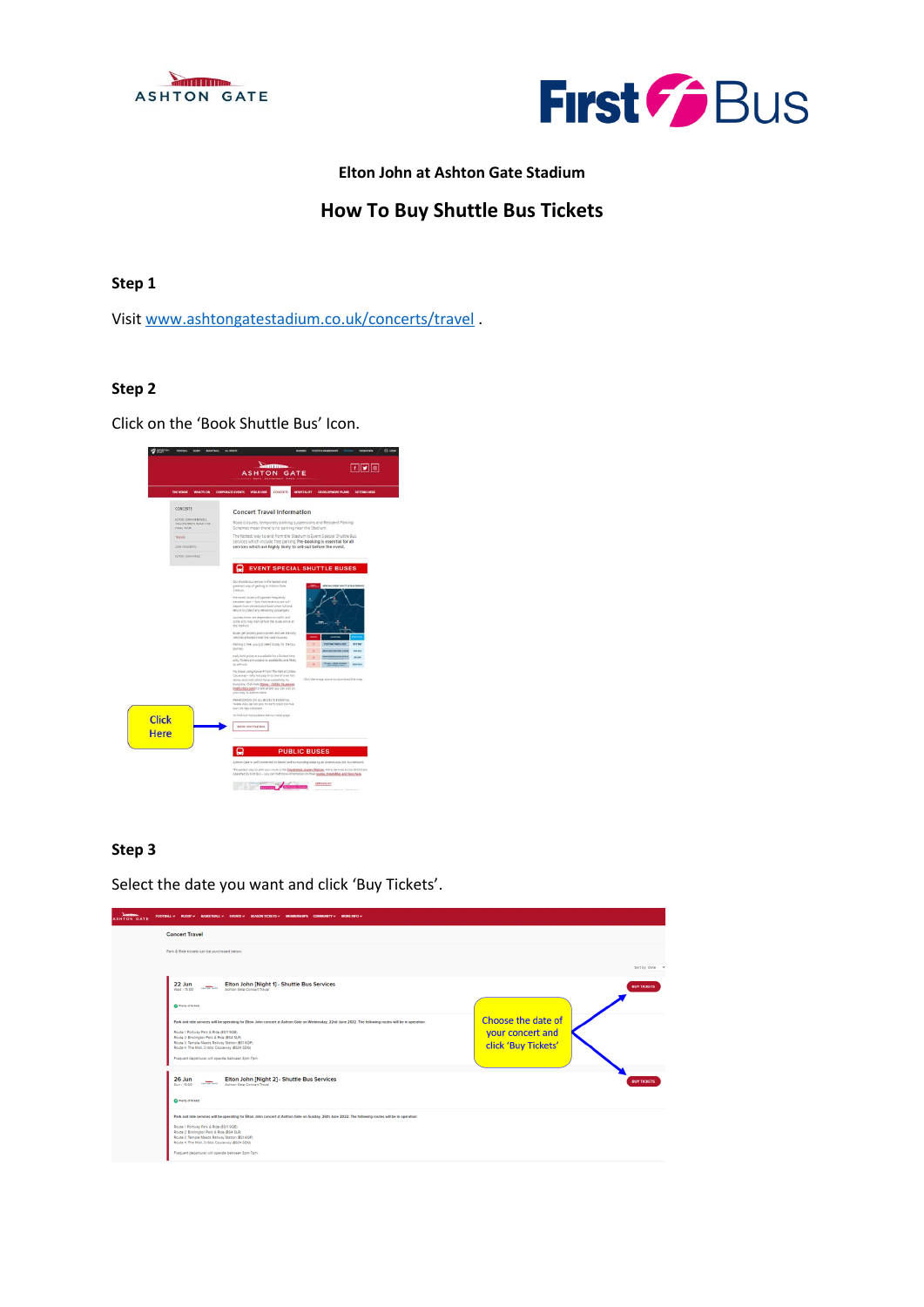**Elton John at Ashton Gate Stadium**

## How To Buy Shuttle Bus Tickets

### Step 1

Visit www.ashtongatestadium.co.uk/concerts/travel .

### Step 2

Click on the 'Book Shuttle Bus' Icon.

Click Here

### Step 3

Select the date you want and click 'Buy Tickets'.

Choose the date of your concert and click 'Buy Tickets'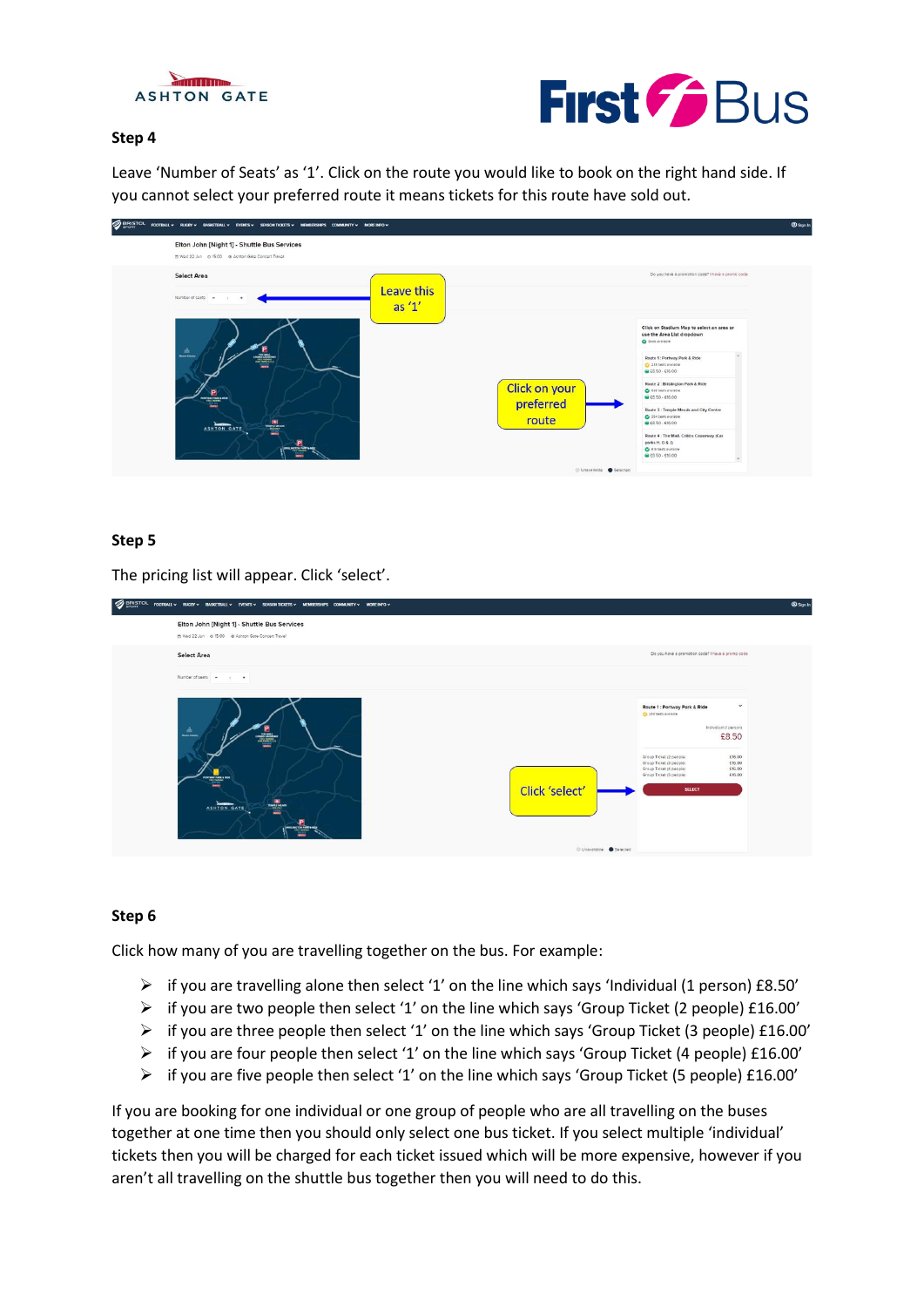## Step 4

Leave 'Number of Seats' as '1'. Click on the route you would like to book on the right hand side. If you cannot select your preferred route it means tickets for this route have sold out.

## Step 5

The pricing list will appear. Click 'select'.

## Step 6

Click how many of you are travelling together on the bus. For example:

- if you are travelling alone then select '1' on the line which says 'Individual (1 person) £8.50'
- if you are two people then select '1' on the line which says 'Group Ticket (2 people) £16.00'
- if you are three people then select '1' on the line which says 'Group Ticket (3 people) £16.00'
- if you are four people then select '1' on the line which says 'Group Ticket (4 people) £16.00'
- if you are five people then select '1' on the line which says 'Group Ticket (5 people) £16.00'

If you are booking for one individual or one group of people who are all travelling on the buses together at one time then you should only select one bus ticket. If you select multiple 'individual' tickets then you will be charged for each ticket issued which will be more expensive, however if you aren't all travelling on the shuttle bus together then you will need to do this.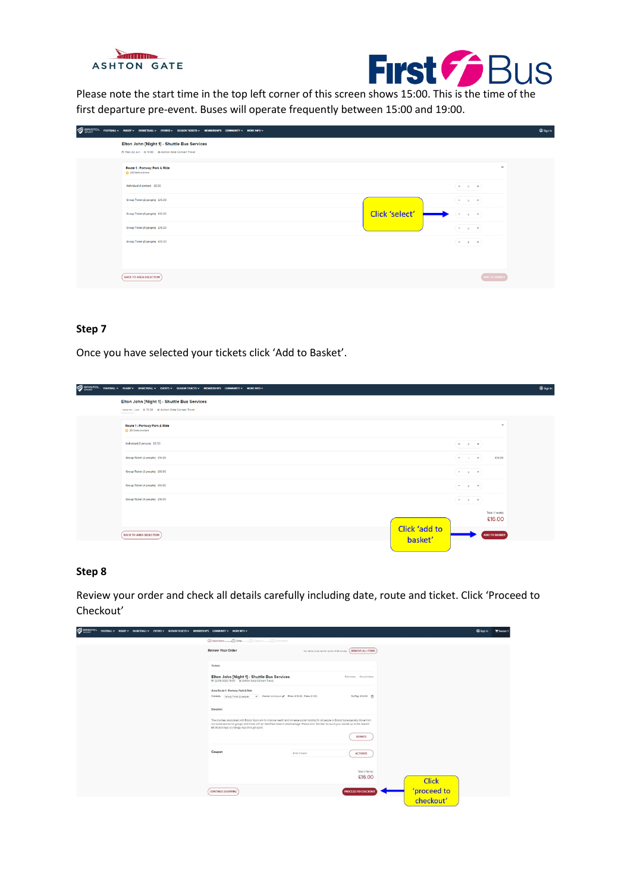Please note the start time in the top left corner of this screen shows 15:00. This is the time of the first departure pre-event. Buses will operate frequently between 15:00 and 19:00.

### Step 7

Once you have selected your tickets click 'Add to Basket'.

### Step 8

Review your order and check all details carefully including date, route and ticket. Click 'Proceed to Checkout'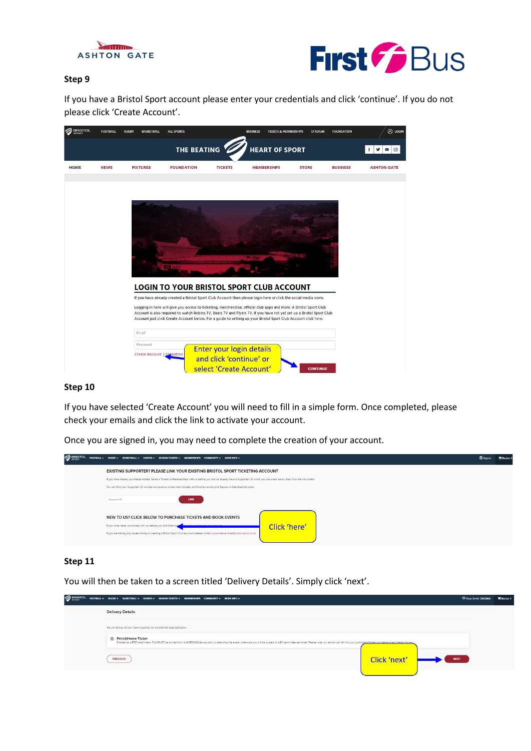## Step 9

If you have a Bristol Sport account please enter your credentials and click 'continue'. If you do not please click 'Create Account'.

## Step 10

If you have selected 'Create Account' you will need to fill in a simple form. Once completed, please check your emails and click the link to activate your account.

Once you are signed in, you may need to complete the creation of your account.

## Step 11

You will then be taken to a screen titled 'Delivery Details'. Simply click 'next'.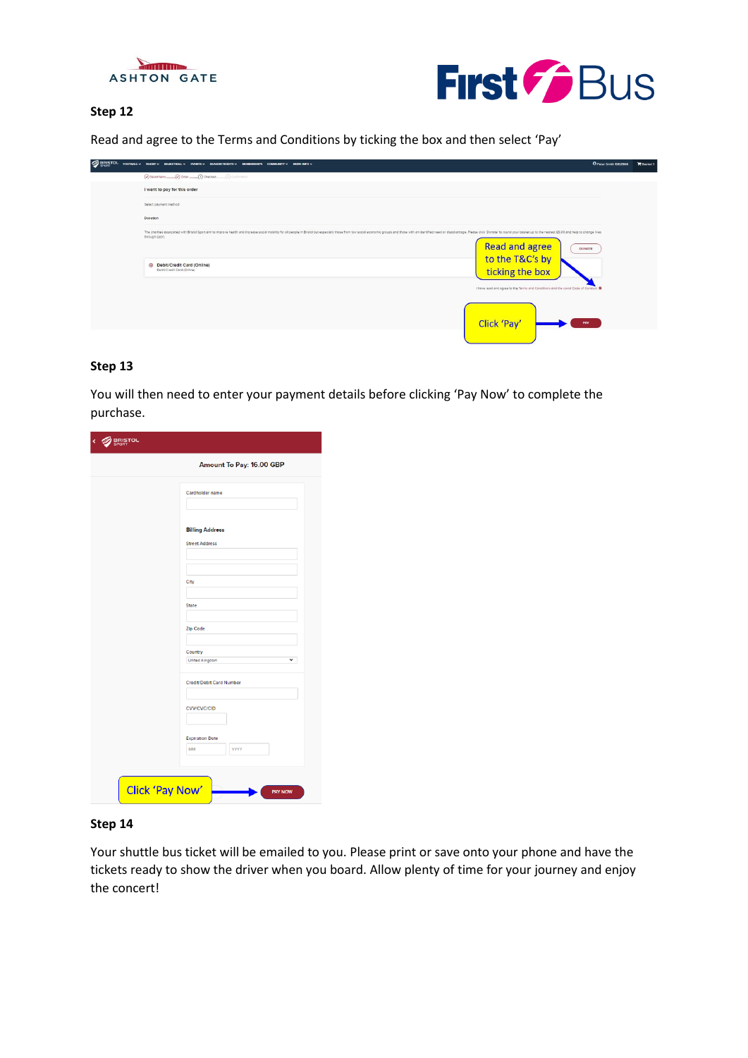## Step 12

Read and agree to the Terms and Conditions by ticking the box and then select 'Pay'

## Step 13

You will then need to enter your payment details before clicking 'Pay Now' to complete the purchase.

## Step 14

Your shuttle bus ticket will be emailed to you. Please print or save onto your phone and have the tickets ready to show the driver when you board. Allow plenty of time for your journey and enjoy the concert!